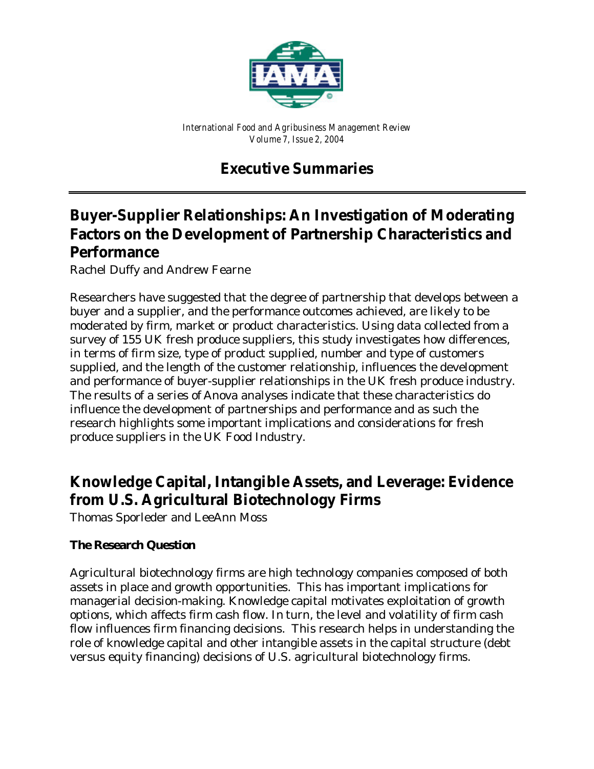*International Food and Agribusiness Management Review*
*Volume 7, Issue 2, 2004*

# Executive Summaries

## Buyer-Supplier Relationships: An Investigation of Moderating Factors on the Development of Partnership Characteristics and Performance

Rachel Duffy and Andrew Fearne

Researchers have suggested that the degree of partnership that develops between a buyer and a supplier, and the performance outcomes achieved, are likely to be moderated by firm, market or product characteristics. Using data collected from a survey of 155 UK fresh produce suppliers, this study investigates how differences, in terms of firm size, type of product supplied, number and type of customers supplied, and the length of the customer relationship, influences the development and performance of buyer-supplier relationships in the UK fresh produce industry. The results of a series of Anova analyses indicate that these characteristics do influence the development of partnerships and performance and as such the research highlights some important implications and considerations for fresh produce suppliers in the UK Food Industry.

## Knowledge Capital, Intangible Assets, and Leverage: Evidence from U.S. Agricultural Biotechnology Firms

Thomas Sporleder and LeeAnn Moss

### The Research Question

Agricultural biotechnology firms are high technology companies composed of both assets in place and growth opportunities. This has important implications for managerial decision-making. Knowledge capital motivates exploitation of growth options, which affects firm cash flow. In turn, the level and volatility of firm cash flow influences firm financing decisions. This research helps in understanding the role of knowledge capital and other intangible assets in the capital structure (debt versus equity financing) decisions of U.S. agricultural biotechnology firms.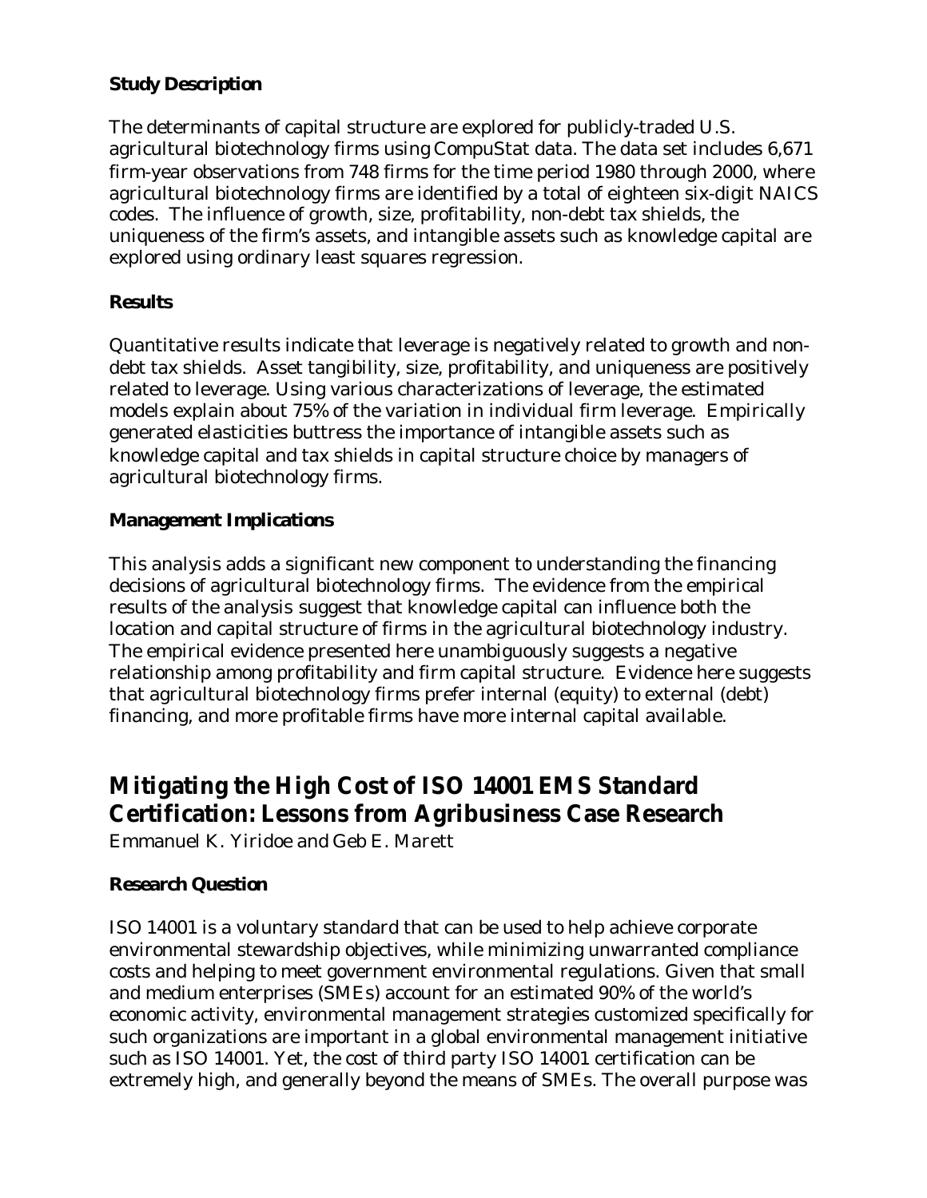### Study Description

The determinants of capital structure are explored for publicly-traded U.S. agricultural biotechnology firms using CompuStat data. The data set includes 6,671 firm-year observations from 748 firms for the time period 1980 through 2000, where agricultural biotechnology firms are identified by a total of eighteen six-digit NAICS codes. The influence of growth, size, profitability, non-debt tax shields, the uniqueness of the firm's assets, and intangible assets such as knowledge capital are explored using ordinary least squares regression.

### Results

Quantitative results indicate that leverage is negatively related to growth and non-debt tax shields. Asset tangibility, size, profitability, and uniqueness are positively related to leverage. Using various characterizations of leverage, the estimated models explain about 75% of the variation in individual firm leverage. Empirically generated elasticities buttress the importance of intangible assets such as knowledge capital and tax shields in capital structure choice by managers of agricultural biotechnology firms.

### Management Implications

This analysis adds a significant new component to understanding the financing decisions of agricultural biotechnology firms. The evidence from the empirical results of the analysis suggest that knowledge capital can influence both the location and capital structure of firms in the agricultural biotechnology industry. The empirical evidence presented here unambiguously suggests a negative relationship among profitability and firm capital structure. Evidence here suggests that agricultural biotechnology firms prefer internal (equity) to external (debt) financing, and more profitable firms have more internal capital available.

## Mitigating the High Cost of ISO 14001 EMS Standard Certification: Lessons from Agribusiness Case Research

Emmanuel K. Yiridoe and Geb E. Marett

### Research Question

ISO 14001 is a voluntary standard that can be used to help achieve corporate environmental stewardship objectives, while minimizing unwarranted compliance costs and helping to meet government environmental regulations. Given that small and medium enterprises (SMEs) account for an estimated 90% of the world's economic activity, environmental management strategies customized specifically for such organizations are important in a global environmental management initiative such as ISO 14001. Yet, the cost of third party ISO 14001 certification can be extremely high, and generally beyond the means of SMEs. The overall purpose was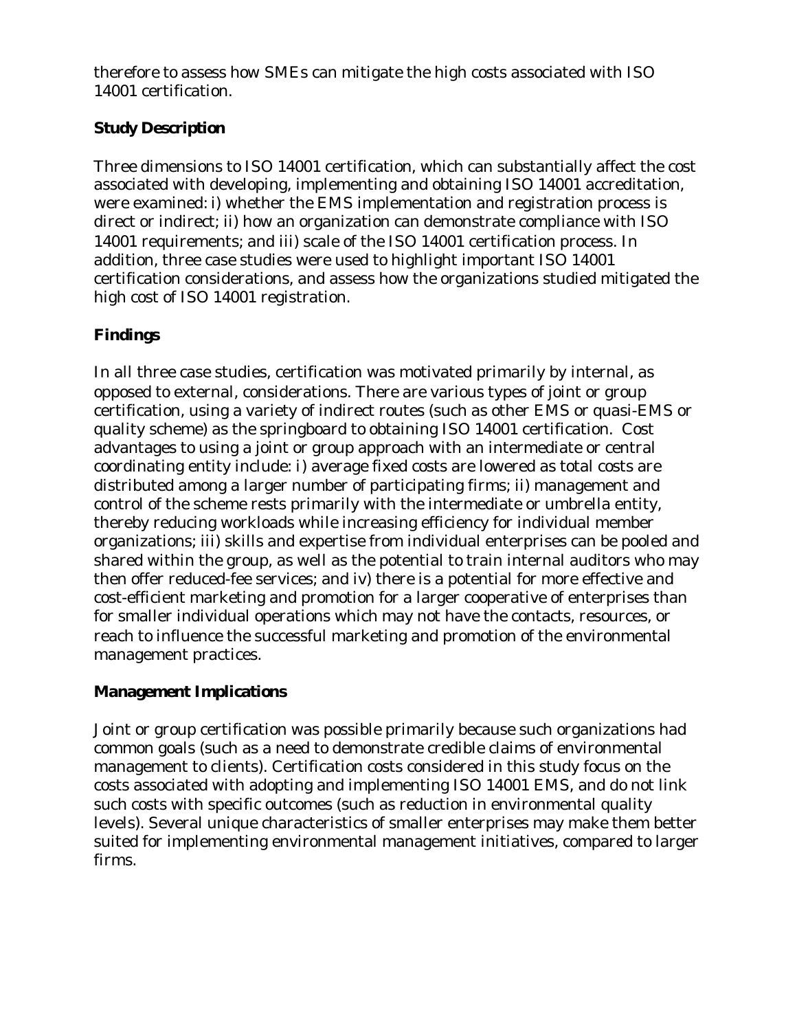therefore to assess how SMEs can mitigate the high costs associated with ISO 14001 certification.

**Study Description**

Three dimensions to ISO 14001 certification, which can substantially affect the cost associated with developing, implementing and obtaining ISO 14001 accreditation, were examined: i) whether the EMS implementation and registration process is direct or indirect; ii) how an organization can demonstrate compliance with ISO 14001 requirements; and iii) scale of the ISO 14001 certification process. In addition, three case studies were used to highlight important ISO 14001 certification considerations, and assess how the organizations studied mitigated the high cost of ISO 14001 registration.

**Findings**

In all three case studies, certification was motivated primarily by internal, as opposed to external, considerations. There are various types of joint or group certification, using a variety of indirect routes (such as other EMS or quasi-EMS or quality scheme) as the springboard to obtaining ISO 14001 certification. Cost advantages to using a joint or group approach with an intermediate or central coordinating entity include: i) average fixed costs are lowered as total costs are distributed among a larger number of participating firms; ii) management and control of the scheme rests primarily with the intermediate or umbrella entity, thereby reducing workloads while increasing efficiency for individual member organizations; iii) skills and expertise from individual enterprises can be pooled and shared within the group, as well as the potential to train internal auditors who may then offer reduced-fee services; and iv) there is a potential for more effective and cost-efficient marketing and promotion for a larger cooperative of enterprises than for smaller individual operations which may not have the contacts, resources, or reach to influence the successful marketing and promotion of the environmental management practices.

**Management Implications**

Joint or group certification was possible primarily because such organizations had common goals (such as a need to demonstrate credible claims of environmental management to clients). Certification costs considered in this study focus on the costs associated with adopting and implementing ISO 14001 EMS, and do not link such costs with specific outcomes (such as reduction in environmental quality levels). Several unique characteristics of smaller enterprises may make them better suited for implementing environmental management initiatives, compared to larger firms.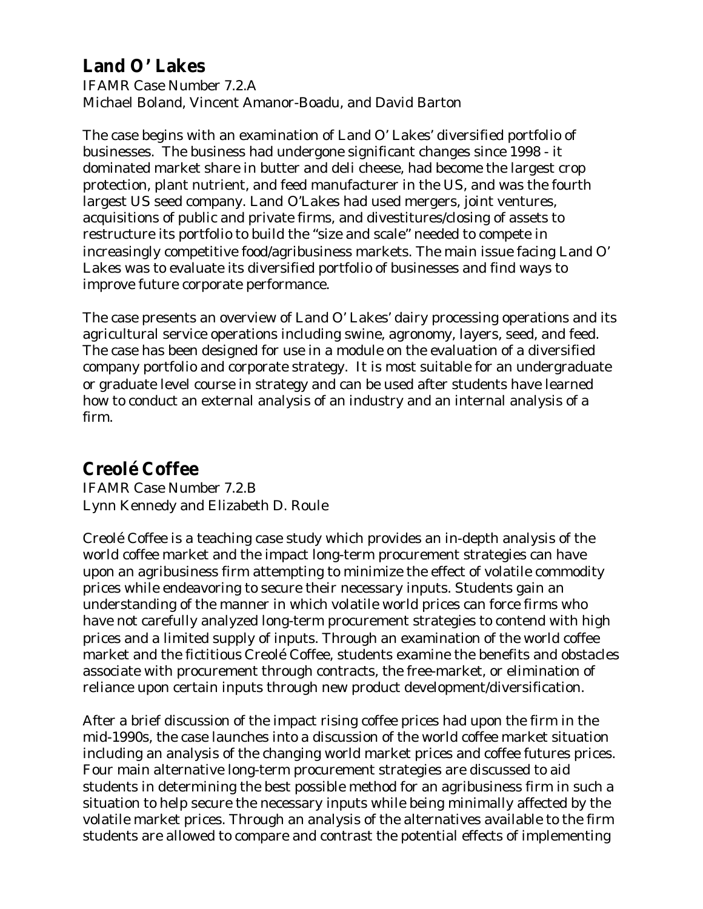## Land O' Lakes

IFAMR Case Number 7.2.A
Michael Boland, Vincent Amanor-Boadu, and David Barton

The case begins with an examination of Land O' Lakes' diversified portfolio of businesses. The business had undergone significant changes since 1998 - it dominated market share in butter and deli cheese, had become the largest crop protection, plant nutrient, and feed manufacturer in the US, and was the fourth largest US seed company. Land O'Lakes had used mergers, joint ventures, acquisitions of public and private firms, and divestitures/closing of assets to restructure its portfolio to build the "size and scale" needed to compete in increasingly competitive food/agribusiness markets. The main issue facing Land O' Lakes was to evaluate its diversified portfolio of businesses and find ways to improve future corporate performance.

The case presents an overview of Land O' Lakes' dairy processing operations and its agricultural service operations including swine, agronomy, layers, seed, and feed. The case has been designed for use in a module on the evaluation of a diversified company portfolio and corporate strategy. It is most suitable for an undergraduate or graduate level course in strategy and can be used after students have learned how to conduct an external analysis of an industry and an internal analysis of a firm.

## Creolé Coffee

IFAMR Case Number 7.2.B
Lynn Kennedy and Elizabeth D. Roule

Creolé Coffee is a teaching case study which provides an in-depth analysis of the world coffee market and the impact long-term procurement strategies can have upon an agribusiness firm attempting to minimize the effect of volatile commodity prices while endeavoring to secure their necessary inputs. Students gain an understanding of the manner in which volatile world prices can force firms who have not carefully analyzed long-term procurement strategies to contend with high prices and a limited supply of inputs. Through an examination of the world coffee market and the fictitious Creolé Coffee, students examine the benefits and obstacles associate with procurement through contracts, the free-market, or elimination of reliance upon certain inputs through new product development/diversification.

After a brief discussion of the impact rising coffee prices had upon the firm in the mid-1990s, the case launches into a discussion of the world coffee market situation including an analysis of the changing world market prices and coffee futures prices. Four main alternative long-term procurement strategies are discussed to aid students in determining the best possible method for an agribusiness firm in such a situation to help secure the necessary inputs while being minimally affected by the volatile market prices. Through an analysis of the alternatives available to the firm students are allowed to compare and contrast the potential effects of implementing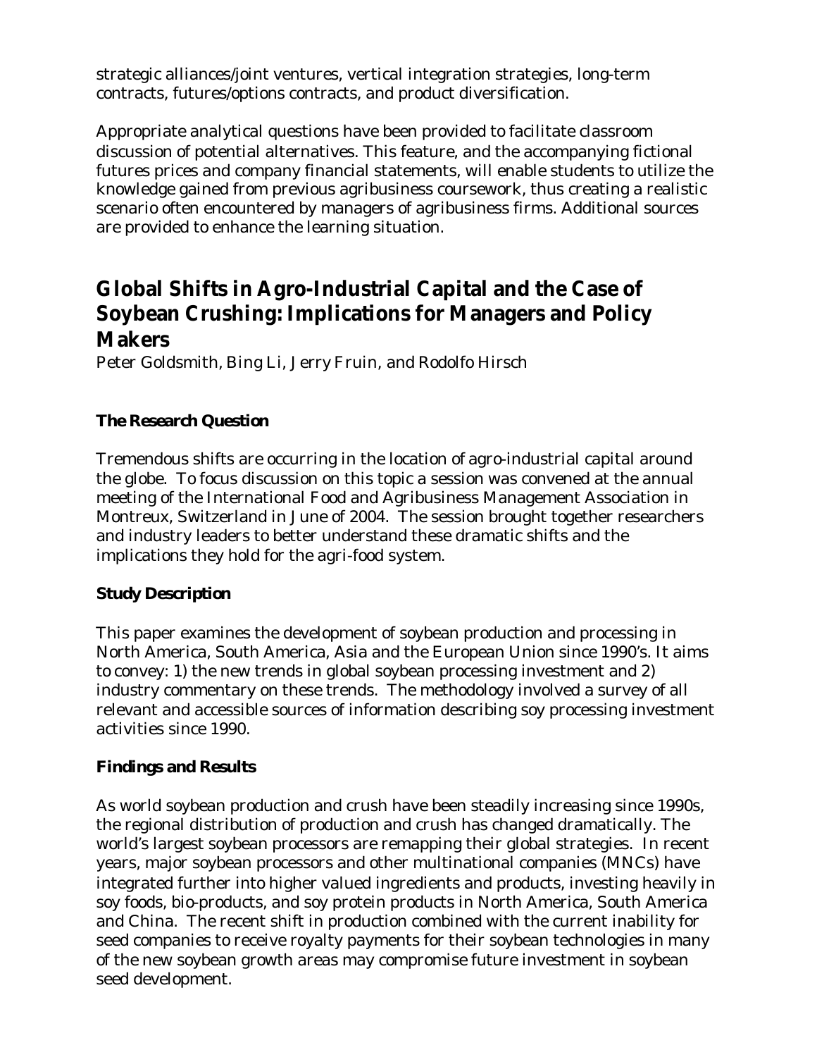strategic alliances/joint ventures, vertical integration strategies, long-term contracts, futures/options contracts, and product diversification.

Appropriate analytical questions have been provided to facilitate classroom discussion of potential alternatives. This feature, and the accompanying fictional futures prices and company financial statements, will enable students to utilize the knowledge gained from previous agribusiness coursework, thus creating a realistic scenario often encountered by managers of agribusiness firms. Additional sources are provided to enhance the learning situation.

## Global Shifts in Agro-Industrial Capital and the Case of Soybean Crushing: Implications for Managers and Policy Makers

Peter Goldsmith, Bing Li, Jerry Fruin, and Rodolfo Hirsch

### The Research Question

Tremendous shifts are occurring in the location of agro-industrial capital around the globe. To focus discussion on this topic a session was convened at the annual meeting of the International Food and Agribusiness Management Association in Montreux, Switzerland in June of 2004. The session brought together researchers and industry leaders to better understand these dramatic shifts and the implications they hold for the agri-food system.

### Study Description

This paper examines the development of soybean production and processing in North America, South America, Asia and the European Union since 1990's. It aims to convey: 1) the new trends in global soybean processing investment and 2) industry commentary on these trends. The methodology involved a survey of all relevant and accessible sources of information describing soy processing investment activities since 1990.

### Findings and Results

As world soybean production and crush have been steadily increasing since 1990s, the regional distribution of production and crush has changed dramatically. The world's largest soybean processors are remapping their global strategies. In recent years, major soybean processors and other multinational companies (MNCs) have integrated further into higher valued ingredients and products, investing heavily in soy foods, bio-products, and soy protein products in North America, South America and China. The recent shift in production combined with the current inability for seed companies to receive royalty payments for their soybean technologies in many of the new soybean growth areas may compromise future investment in soybean seed development.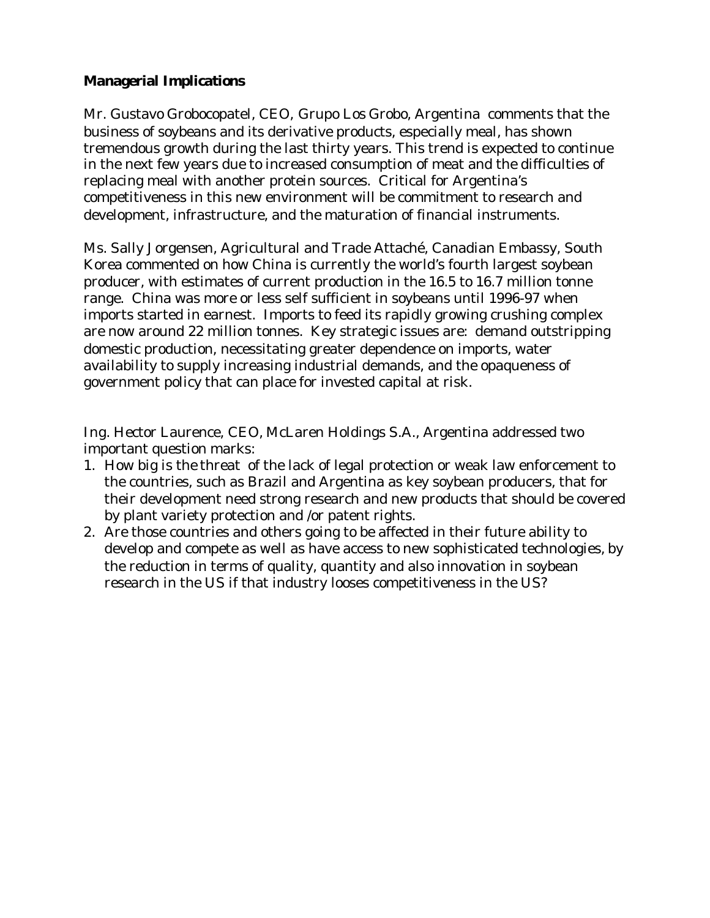**Managerial Implications**

Mr. Gustavo Grobocopatel, CEO, Grupo Los Grobo, Argentina comments that the business of soybeans and its derivative products, especially meal, has shown tremendous growth during the last thirty years. This trend is expected to continue in the next few years due to increased consumption of meat and the difficulties of replacing meal with another protein sources. Critical for Argentina's competitiveness in this new environment will be commitment to research and development, infrastructure, and the maturation of financial instruments.

Ms. Sally Jorgensen, Agricultural and Trade Attaché, Canadian Embassy, South Korea commented on how China is currently the world's fourth largest soybean producer, with estimates of current production in the 16.5 to 16.7 million tonne range. China was more or less self sufficient in soybeans until 1996-97 when imports started in earnest. Imports to feed its rapidly growing crushing complex are now around 22 million tonnes. Key strategic issues are: demand outstripping domestic production, necessitating greater dependence on imports, water availability to supply increasing industrial demands, and the opaqueness of government policy that can place for invested capital at risk.

Ing. Hector Laurence, CEO, McLaren Holdings S.A., Argentina addressed two important question marks:

1. How big is the threat of the lack of legal protection or weak law enforcement to the countries, such as Brazil and Argentina as key soybean producers, that for their development need strong research and new products that should be covered by plant variety protection and /or patent rights.
2. Are those countries and others going to be affected in their future ability to develop and compete as well as have access to new sophisticated technologies, by the reduction in terms of quality, quantity and also innovation in soybean research in the US if that industry looses competitiveness in the US?